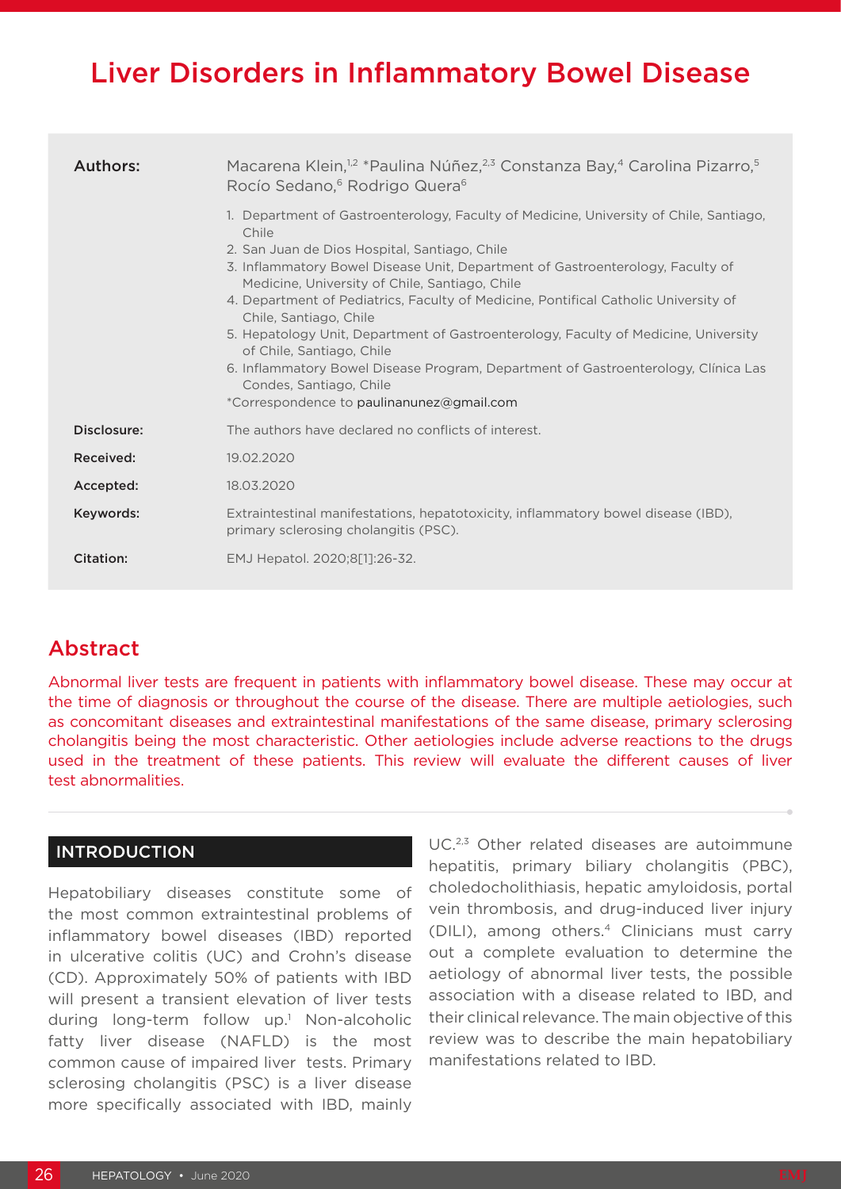# Liver Disorders in Inflammatory Bowel Disease

| | |
|---|---|
| **Authors:** | Macarena Klein,[1,2] *Paulina Núñez,[2,3] Constanza Bay,[4] Carolina Pizarro,[5] Rocío Sedano,[6] Rodrigo Quera[6] |
| | 1. Department of Gastroenterology, Faculty of Medicine, University of Chile, Santiago, Chile<br>2. San Juan de Dios Hospital, Santiago, Chile<br>3. Inflammatory Bowel Disease Unit, Department of Gastroenterology, Faculty of Medicine, University of Chile, Santiago, Chile<br>4. Department of Pediatrics, Faculty of Medicine, Pontifical Catholic University of Chile, Santiago, Chile<br>5. Hepatology Unit, Department of Gastroenterology, Faculty of Medicine, University of Chile, Santiago, Chile<br>6. Inflammatory Bowel Disease Program, Department of Gastroenterology, Clínica Las Condes, Santiago, Chile<br>*Correspondence to paulinanunez@gmail.com |
| **Disclosure:** | The authors have declared no conflicts of interest. |
| **Received:** | 19.02.2020 |
| **Accepted:** | 18.03.2020 |
| **Keywords:** | Extraintestinal manifestations, hepatotoxicity, inflammatory bowel disease (IBD), primary sclerosing cholangitis (PSC). |
| **Citation:** | EMJ Hepatol. 2020;8[1]:26-32. |

## Abstract

Abnormal liver tests are frequent in patients with inflammatory bowel disease. These may occur at the time of diagnosis or throughout the course of the disease. There are multiple aetiologies, such as concomitant diseases and extraintestinal manifestations of the same disease, primary sclerosing cholangitis being the most characteristic. Other aetiologies include adverse reactions to the drugs used in the treatment of these patients. This review will evaluate the different causes of liver test abnormalities.

## INTRODUCTION

Hepatobiliary diseases constitute some of the most common extraintestinal problems of inflammatory bowel diseases (IBD) reported in ulcerative colitis (UC) and Crohn's disease (CD). Approximately 50% of patients with IBD will present a transient elevation of liver tests during long-term follow up.[1] Non-alcoholic fatty liver disease (NAFLD) is the most common cause of impaired liver tests. Primary sclerosing cholangitis (PSC) is a liver disease more specifically associated with IBD, mainly UC.[2,3] Other related diseases are autoimmune hepatitis, primary biliary cholangitis (PBC), choledocholithiasis, hepatic amyloidosis, portal vein thrombosis, and drug-induced liver injury (DILI), among others.[4] Clinicians must carry out a complete evaluation to determine the aetiology of abnormal liver tests, the possible association with a disease related to IBD, and their clinical relevance. The main objective of this review was to describe the main hepatobiliary manifestations related to IBD.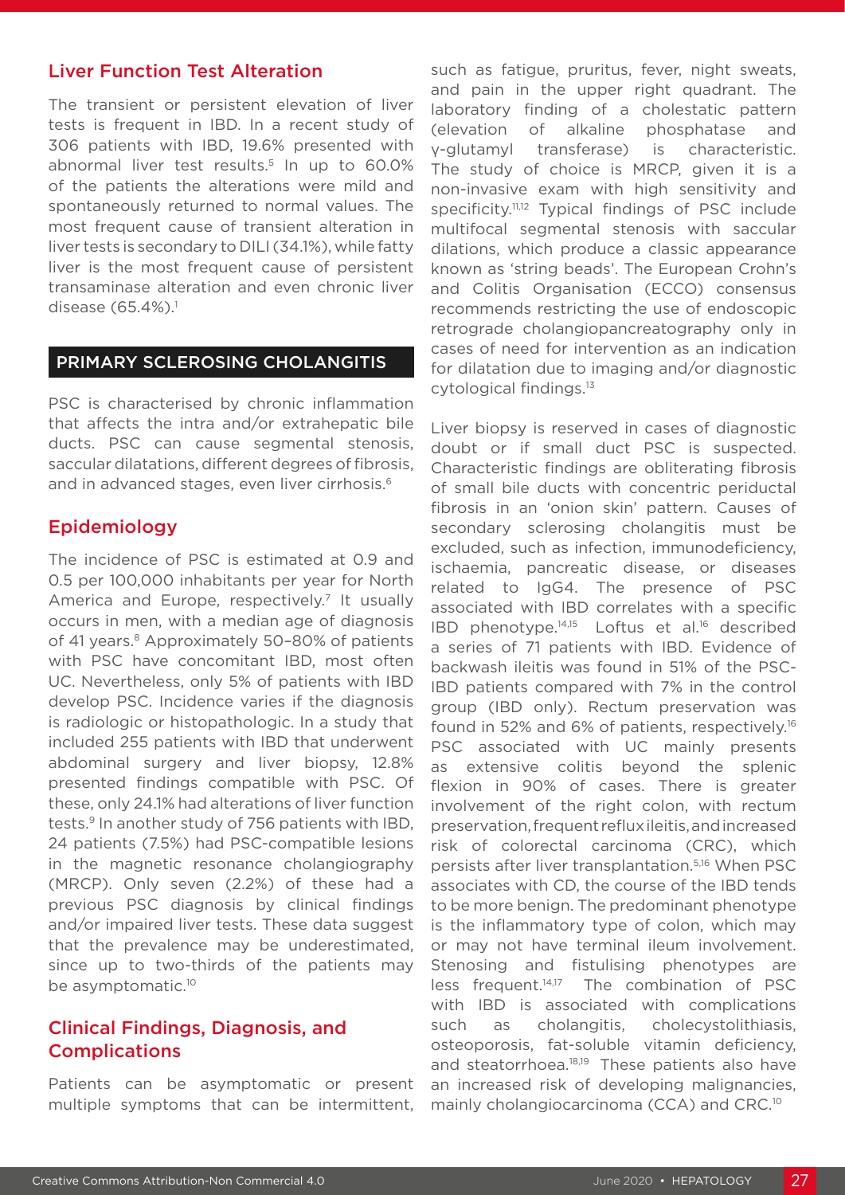## Liver Function Test Alteration

The transient or persistent elevation of liver tests is frequent in IBD. In a recent study of 306 patients with IBD, 19.6% presented with abnormal liver test results.[5] In up to 60.0% of the patients the alterations were mild and spontaneously returned to normal values. The most frequent cause of transient alteration in liver tests is secondary to DILI (34.1%), while fatty liver is the most frequent cause of persistent transaminase alteration and even chronic liver disease (65.4%).[1]

# PRIMARY SCLEROSING CHOLANGITIS

PSC is characterised by chronic inflammation that affects the intra and/or extrahepatic bile ducts. PSC can cause segmental stenosis, saccular dilatations, different degrees of fibrosis, and in advanced stages, even liver cirrhosis.[6]

## Epidemiology

The incidence of PSC is estimated at 0.9 and 0.5 per 100,000 inhabitants per year for North America and Europe, respectively.[7] It usually occurs in men, with a median age of diagnosis of 41 years.[8] Approximately 50–80% of patients with PSC have concomitant IBD, most often UC. Nevertheless, only 5% of patients with IBD develop PSC. Incidence varies if the diagnosis is radiologic or histopathologic. In a study that included 255 patients with IBD that underwent abdominal surgery and liver biopsy, 12.8% presented findings compatible with PSC. Of these, only 24.1% had alterations of liver function tests.[9] In another study of 756 patients with IBD, 24 patients (7.5%) had PSC-compatible lesions in the magnetic resonance cholangiography (MRCP). Only seven (2.2%) of these had a previous PSC diagnosis by clinical findings and/or impaired liver tests. These data suggest that the prevalence may be underestimated, since up to two-thirds of the patients may be asymptomatic.[10]

## Clinical Findings, Diagnosis, and Complications

Patients can be asymptomatic or present multiple symptoms that can be intermittent, such as fatigue, pruritus, fever, night sweats, and pain in the upper right quadrant. The laboratory finding of a cholestatic pattern (elevation of alkaline phosphatase and γ-glutamyl transferase) is characteristic. The study of choice is MRCP, given it is a non-invasive exam with high sensitivity and specificity.[11,12] Typical findings of PSC include multifocal segmental stenosis with saccular dilations, which produce a classic appearance known as 'string beads'. The European Crohn's and Colitis Organisation (ECCO) consensus recommends restricting the use of endoscopic retrograde cholangiopancreatography only in cases of need for intervention as an indication for dilatation due to imaging and/or diagnostic cytological findings.[13]

Liver biopsy is reserved in cases of diagnostic doubt or if small duct PSC is suspected. Characteristic findings are obliterating fibrosis of small bile ducts with concentric periductal fibrosis in an 'onion skin' pattern. Causes of secondary sclerosing cholangitis must be excluded, such as infection, immunodeficiency, ischaemia, pancreatic disease, or diseases related to IgG4. The presence of PSC associated with IBD correlates with a specific IBD phenotype.[14,15] Loftus et al.[16] described a series of 71 patients with IBD. Evidence of backwash ileitis was found in 51% of the PSC-IBD patients compared with 7% in the control group (IBD only). Rectum preservation was found in 52% and 6% of patients, respectively.[16] PSC associated with UC mainly presents as extensive colitis beyond the splenic flexion in 90% of cases. There is greater involvement of the right colon, with rectum preservation, frequent reflux ileitis, and increased risk of colorectal carcinoma (CRC), which persists after liver transplantation.[5,16] When PSC associates with CD, the course of the IBD tends to be more benign. The predominant phenotype is the inflammatory type of colon, which may or may not have terminal ileum involvement. Stenosing and fistulising phenotypes are less frequent.[14,17] The combination of PSC with IBD is associated with complications such as cholangitis, cholecystolithiasis, osteoporosis, fat-soluble vitamin deficiency, and steatorrhoea.[18,19] These patients also have an increased risk of developing malignancies, mainly cholangiocarcinoma (CCA) and CRC.[10]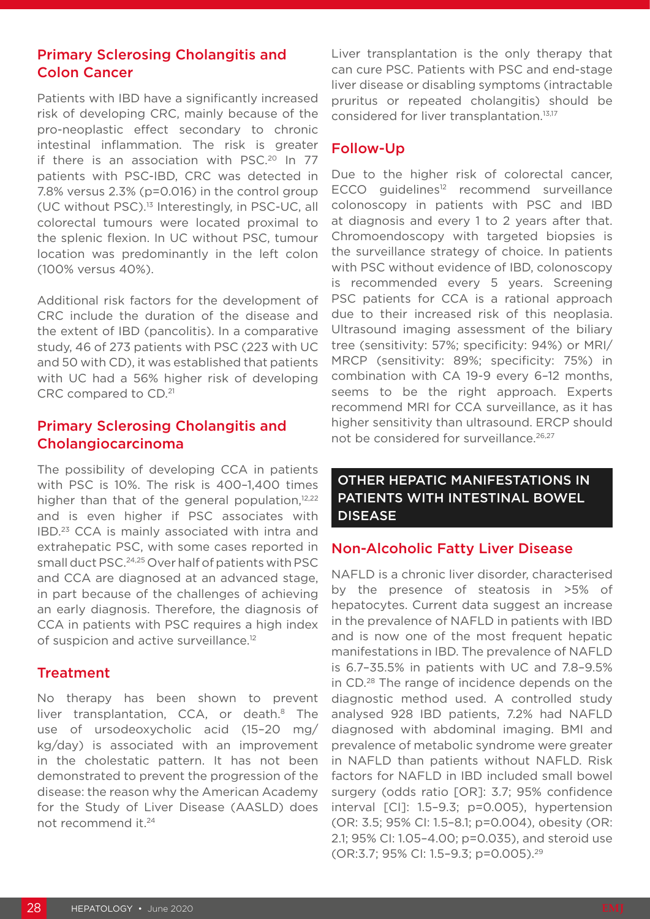## Primary Sclerosing Cholangitis and Colon Cancer

Patients with IBD have a significantly increased risk of developing CRC, mainly because of the pro-neoplastic effect secondary to chronic intestinal inflammation. The risk is greater if there is an association with PSC.[20] In 77 patients with PSC-IBD, CRC was detected in 7.8% versus 2.3% (p=0.016) in the control group (UC without PSC).[13] Interestingly, in PSC-UC, all colorectal tumours were located proximal to the splenic flexion. In UC without PSC, tumour location was predominantly in the left colon (100% versus 40%).

Additional risk factors for the development of CRC include the duration of the disease and the extent of IBD (pancolitis). In a comparative study, 46 of 273 patients with PSC (223 with UC and 50 with CD), it was established that patients with UC had a 56% higher risk of developing CRC compared to CD.[21]

## Primary Sclerosing Cholangitis and Cholangiocarcinoma

The possibility of developing CCA in patients with PSC is 10%. The risk is 400–1,400 times higher than that of the general population,[12,22] and is even higher if PSC associates with IBD.[23] CCA is mainly associated with intra and extrahepatic PSC, with some cases reported in small duct PSC.[24,25] Over half of patients with PSC and CCA are diagnosed at an advanced stage, in part because of the challenges of achieving an early diagnosis. Therefore, the diagnosis of CCA in patients with PSC requires a high index of suspicion and active surveillance.[12]

## Treatment

No therapy has been shown to prevent liver transplantation, CCA, or death.[8] The use of ursodeoxycholic acid (15–20 mg/kg/day) is associated with an improvement in the cholestatic pattern. It has not been demonstrated to prevent the progression of the disease: the reason why the American Academy for the Study of Liver Disease (AASLD) does not recommend it.[24]

Liver transplantation is the only therapy that can cure PSC. Patients with PSC and end-stage liver disease or disabling symptoms (intractable pruritus or repeated cholangitis) should be considered for liver transplantation.[13,17]

## Follow-Up

Due to the higher risk of colorectal cancer, ECCO guidelines[12] recommend surveillance colonoscopy in patients with PSC and IBD at diagnosis and every 1 to 2 years after that. Chromoendoscopy with targeted biopsies is the surveillance strategy of choice. In patients with PSC without evidence of IBD, colonoscopy is recommended every 5 years. Screening PSC patients for CCA is a rational approach due to their increased risk of this neoplasia. Ultrasound imaging assessment of the biliary tree (sensitivity: 57%; specificity: 94%) or MRI/MRCP (sensitivity: 89%; specificity: 75%) in combination with CA 19-9 every 6–12 months, seems to be the right approach. Experts recommend MRI for CCA surveillance, as it has higher sensitivity than ultrasound. ERCP should not be considered for surveillance.[26,27]

# OTHER HEPATIC MANIFESTATIONS IN PATIENTS WITH INTESTINAL BOWEL DISEASE

## Non-Alcoholic Fatty Liver Disease

NAFLD is a chronic liver disorder, characterised by the presence of steatosis in >5% of hepatocytes. Current data suggest an increase in the prevalence of NAFLD in patients with IBD and is now one of the most frequent hepatic manifestations in IBD. The prevalence of NAFLD is 6.7–35.5% in patients with UC and 7.8–9.5% in CD.[28] The range of incidence depends on the diagnostic method used. A controlled study analysed 928 IBD patients, 7.2% had NAFLD diagnosed with abdominal imaging. BMI and prevalence of metabolic syndrome were greater in NAFLD than patients without NAFLD. Risk factors for NAFLD in IBD included small bowel surgery (odds ratio [OR]: 3.7; 95% confidence interval [CI]: 1.5–9.3; p=0.005), hypertension (OR: 3.5; 95% CI: 1.5–8.1; p=0.004), obesity (OR: 2.1; 95% CI: 1.05–4.00; p=0.035), and steroid use (OR:3.7; 95% CI: 1.5–9.3; p=0.005).[29]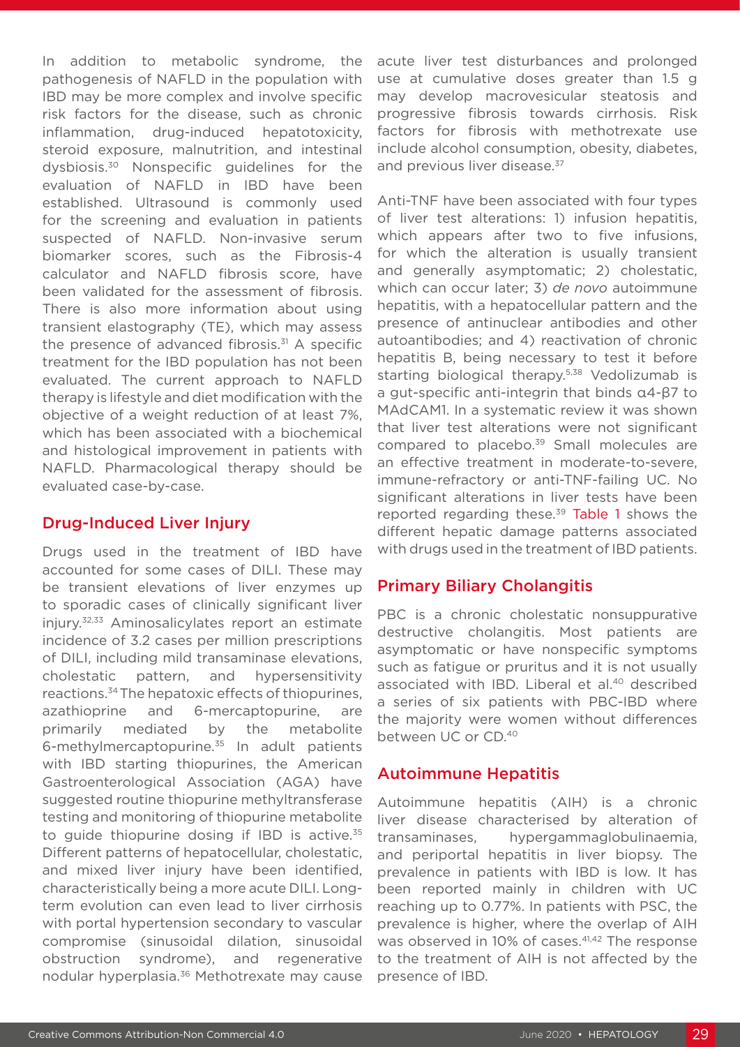In addition to metabolic syndrome, the pathogenesis of NAFLD in the population with IBD may be more complex and involve specific risk factors for the disease, such as chronic inflammation, drug-induced hepatotoxicity, steroid exposure, malnutrition, and intestinal dysbiosis.[30] Nonspecific guidelines for the evaluation of NAFLD in IBD have been established. Ultrasound is commonly used for the screening and evaluation in patients suspected of NAFLD. Non-invasive serum biomarker scores, such as the Fibrosis-4 calculator and NAFLD fibrosis score, have been validated for the assessment of fibrosis. There is also more information about using transient elastography (TE), which may assess the presence of advanced fibrosis.[31] A specific treatment for the IBD population has not been evaluated. The current approach to NAFLD therapy is lifestyle and diet modification with the objective of a weight reduction of at least 7%, which has been associated with a biochemical and histological improvement in patients with NAFLD. Pharmacological therapy should be evaluated case-by-case.

## Drug-Induced Liver Injury

Drugs used in the treatment of IBD have accounted for some cases of DILI. These may be transient elevations of liver enzymes up to sporadic cases of clinically significant liver injury.[32,33] Aminosalicylates report an estimate incidence of 3.2 cases per million prescriptions of DILI, including mild transaminase elevations, cholestatic pattern, and hypersensitivity reactions.[34] The hepatoxic effects of thiopurines, azathioprine and 6-mercaptopurine, are primarily mediated by the metabolite 6-methylmercaptopurine.[35] In adult patients with IBD starting thiopurines, the American Gastroenterological Association (AGA) have suggested routine thiopurine methyltransferase testing and monitoring of thiopurine metabolite to guide thiopurine dosing if IBD is active.[35] Different patterns of hepatocellular, cholestatic, and mixed liver injury have been identified, characteristically being a more acute DILI. Long-term evolution can even lead to liver cirrhosis with portal hypertension secondary to vascular compromise (sinusoidal dilation, sinusoidal obstruction syndrome), and regenerative nodular hyperplasia.[36] Methotrexate may cause acute liver test disturbances and prolonged use at cumulative doses greater than 1.5 g may develop macrovesicular steatosis and progressive fibrosis towards cirrhosis. Risk factors for fibrosis with methotrexate use include alcohol consumption, obesity, diabetes, and previous liver disease.[37]

Anti-TNF have been associated with four types of liver test alterations: 1) infusion hepatitis, which appears after two to five infusions, for which the alteration is usually transient and generally asymptomatic; 2) cholestatic, which can occur later; 3) *de novo* autoimmune hepatitis, with a hepatocellular pattern and the presence of antinuclear antibodies and other autoantibodies; and 4) reactivation of chronic hepatitis B, being necessary to test it before starting biological therapy.[5,38] Vedolizumab is a gut-specific anti-integrin that binds α4-β7 to MAdCAM1. In a systematic review it was shown that liver test alterations were not significant compared to placebo.[39] Small molecules are an effective treatment in moderate-to-severe, immune-refractory or anti-TNF-failing UC. No significant alterations in liver tests have been reported regarding these.[39] Table 1 shows the different hepatic damage patterns associated with drugs used in the treatment of IBD patients.

## Primary Biliary Cholangitis

PBC is a chronic cholestatic nonsuppurative destructive cholangitis. Most patients are asymptomatic or have nonspecific symptoms such as fatigue or pruritus and it is not usually associated with IBD. Liberal et al.[40] described a series of six patients with PBC-IBD where the majority were women without differences between UC or CD.[40]

## Autoimmune Hepatitis

Autoimmune hepatitis (AIH) is a chronic liver disease characterised by alteration of transaminases, hypergammaglobulinaemia, and periportal hepatitis in liver biopsy. The prevalence in patients with IBD is low. It has been reported mainly in children with UC reaching up to 0.77%. In patients with PSC, the prevalence is higher, where the overlap of AIH was observed in 10% of cases.[41,42] The response to the treatment of AIH is not affected by the presence of IBD.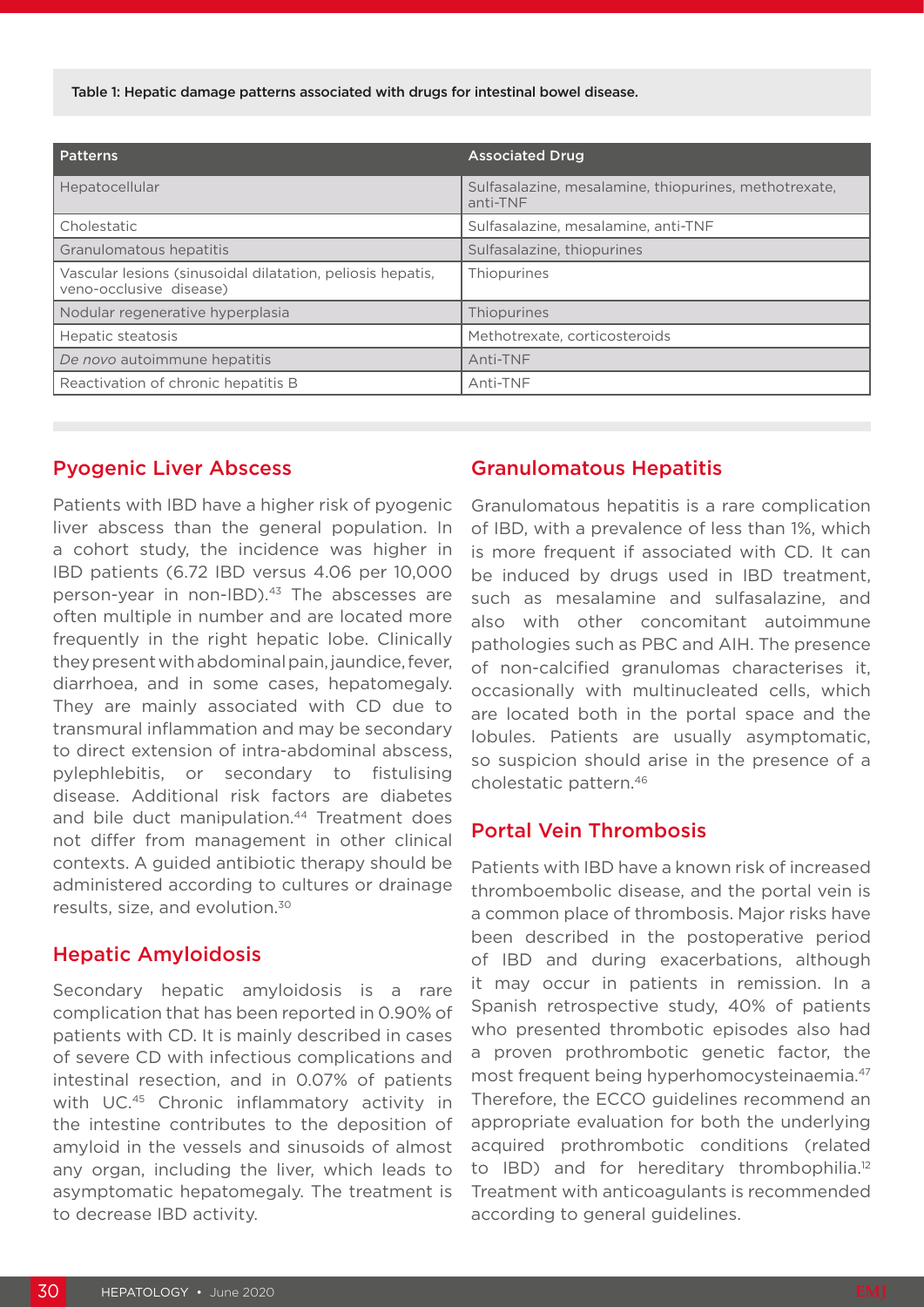Table 1: Hepatic damage patterns associated with drugs for intestinal bowel disease.

| Patterns | Associated Drug |
|---|---|
| Hepatocellular | Sulfasalazine, mesalamine, thiopurines, methotrexate, anti-TNF |
| Cholestatic | Sulfasalazine, mesalamine, anti-TNF |
| Granulomatous hepatitis | Sulfasalazine, thiopurines |
| Vascular lesions (sinusoidal dilatation, peliosis hepatis, veno-occlusive disease) | Thiopurines |
| Nodular regenerative hyperplasia | Thiopurines |
| Hepatic steatosis | Methotrexate, corticosteroids |
| *De novo* autoimmune hepatitis | Anti-TNF |
| Reactivation of chronic hepatitis B | Anti-TNF |

## Pyogenic Liver Abscess

Patients with IBD have a higher risk of pyogenic liver abscess than the general population. In a cohort study, the incidence was higher in IBD patients (6.72 IBD versus 4.06 per 10,000 person-year in non-IBD).[43] The abscesses are often multiple in number and are located more frequently in the right hepatic lobe. Clinically they present with abdominal pain, jaundice, fever, diarrhoea, and in some cases, hepatomegaly. They are mainly associated with CD due to transmural inflammation and may be secondary to direct extension of intra-abdominal abscess, pylephlebitis, or secondary to fistulising disease. Additional risk factors are diabetes and bile duct manipulation.[44] Treatment does not differ from management in other clinical contexts. A guided antibiotic therapy should be administered according to cultures or drainage results, size, and evolution.[30]

## Hepatic Amyloidosis

Secondary hepatic amyloidosis is a rare complication that has been reported in 0.90% of patients with CD. It is mainly described in cases of severe CD with infectious complications and intestinal resection, and in 0.07% of patients with UC.[45] Chronic inflammatory activity in the intestine contributes to the deposition of amyloid in the vessels and sinusoids of almost any organ, including the liver, which leads to asymptomatic hepatomegaly. The treatment is to decrease IBD activity.

## Granulomatous Hepatitis

Granulomatous hepatitis is a rare complication of IBD, with a prevalence of less than 1%, which is more frequent if associated with CD. It can be induced by drugs used in IBD treatment, such as mesalamine and sulfasalazine, and also with other concomitant autoimmune pathologies such as PBC and AIH. The presence of non-calcified granulomas characterises it, occasionally with multinucleated cells, which are located both in the portal space and the lobules. Patients are usually asymptomatic, so suspicion should arise in the presence of a cholestatic pattern.[46]

## Portal Vein Thrombosis

Patients with IBD have a known risk of increased thromboembolic disease, and the portal vein is a common place of thrombosis. Major risks have been described in the postoperative period of IBD and during exacerbations, although it may occur in patients in remission. In a Spanish retrospective study, 40% of patients who presented thrombotic episodes also had a proven prothrombotic genetic factor, the most frequent being hyperhomocysteinaemia.[47] Therefore, the ECCO guidelines recommend an appropriate evaluation for both the underlying acquired prothrombotic conditions (related to IBD) and for hereditary thrombophilia.[12] Treatment with anticoagulants is recommended according to general guidelines.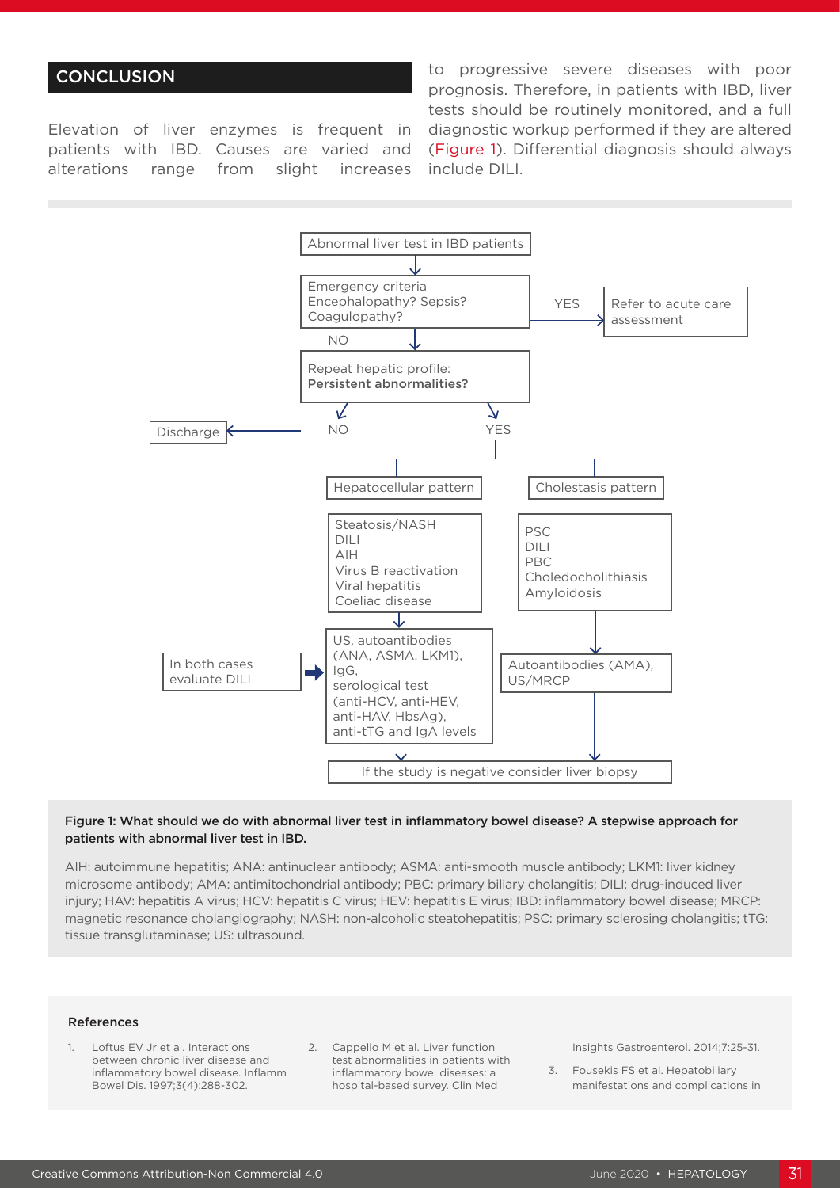## CONCLUSION

Elevation of liver enzymes is frequent in patients with IBD. Causes are varied and alterations range from slight increases to progressive severe diseases with poor prognosis. Therefore, in patients with IBD, liver tests should be routinely monitored, and a full diagnostic workup performed if they are altered (Figure 1). Differential diagnosis should always include DILI.

Abnormal liver test in IBD patients

Emergency criteria
Encephalopathy? Sepsis?
Coagulopathy?

YES → Refer to acute care assessment

NO

Repeat hepatic profile:
**Persistent abnormalities?**

NO → Discharge

YES

Hepatocellular pattern

Steatosis/NASH
DILI
AIH
Virus B reactivation
Viral hepatitis
Coeliac disease

US, autoantibodies (ANA, ASMA, LKM1), IgG, serological test (anti-HCV, anti-HEV, anti-HAV, HbsAg), anti-tTG and IgA levels

Cholestasis pattern

PSC
DILI
PBC
Choledocholithiasis
Amyloidosis

Autoantibodies (AMA), US/MRCP

In both cases evaluate DILI

If the study is negative consider liver biopsy

**Figure 1: What should we do with abnormal liver test in inflammatory bowel disease? A stepwise approach for patients with abnormal liver test in IBD.**

AIH: autoimmune hepatitis; ANA: antinuclear antibody; ASMA: anti-smooth muscle antibody; LKM1: liver kidney microsome antibody; AMA: antimitochondrial antibody; PBC: primary biliary cholangitis; DILI: drug-induced liver injury; HAV: hepatitis A virus; HCV: hepatitis C virus; HEV: hepatitis E virus; IBD: inflammatory bowel disease; MRCP: magnetic resonance cholangiography; NASH: non-alcoholic steatohepatitis; PSC: primary sclerosing cholangitis; tTG: tissue transglutaminase; US: ultrasound.

### References

1. Loftus EV Jr et al. Interactions between chronic liver disease and inflammatory bowel disease. Inflamm Bowel Dis. 1997;3(4):288-302.
2. Cappello M et al. Liver function test abnormalities in patients with inflammatory bowel diseases: a hospital-based survey. Clin Med Insights Gastroenterol. 2014;7:25-31.
3. Fousekis FS et al. Hepatobiliary manifestations and complications in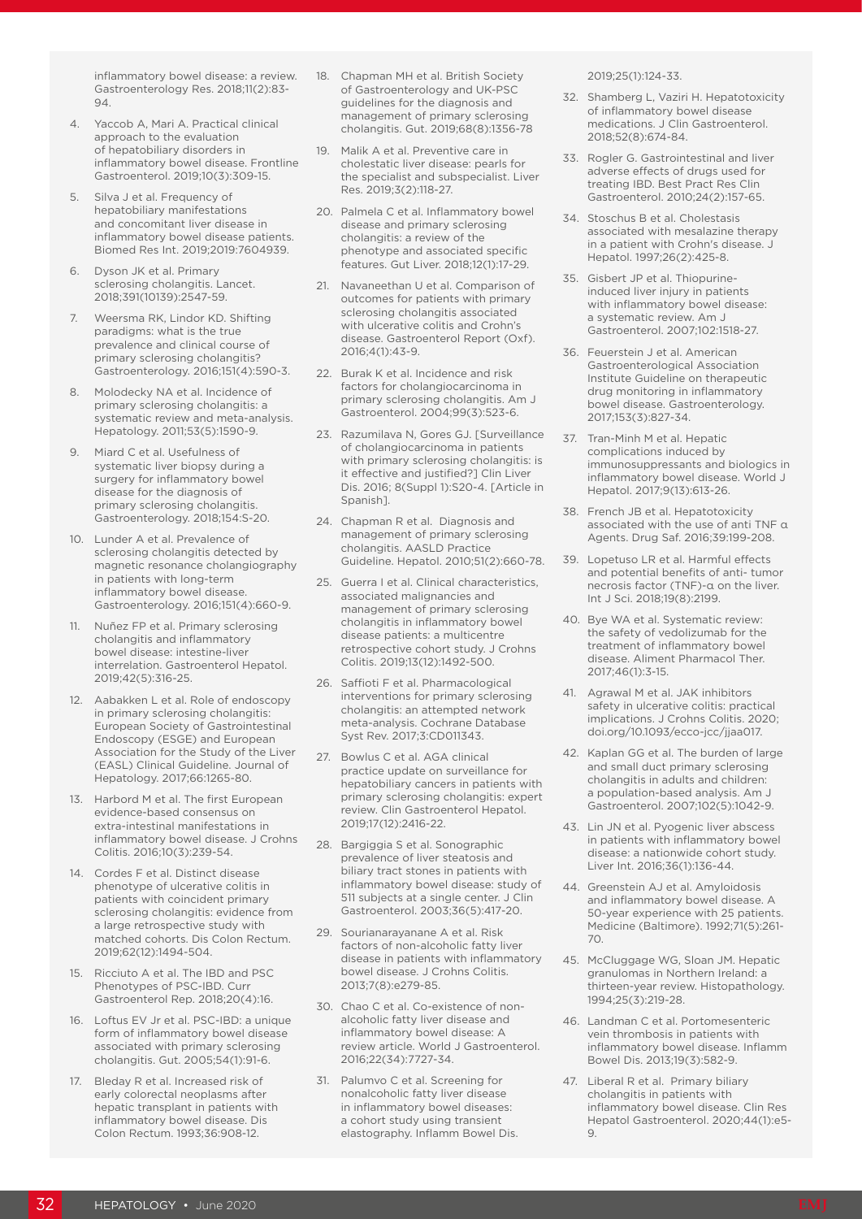inflammatory bowel disease: a review. Gastroenterology Res. 2018;11(2):83-94.

4. Yaccob A, Mari A. Practical clinical approach to the evaluation of hepatobiliary disorders in inflammatory bowel disease. Frontline Gastroenterol. 2019;10(3):309-15.
5. Silva J et al. Frequency of hepatobiliary manifestations and concomitant liver disease in inflammatory bowel disease patients. Biomed Res Int. 2019;2019:7604939.
6. Dyson JK et al. Primary sclerosing cholangitis. Lancet. 2018;391(10139):2547-59.
7. Weersma RK, Lindor KD. Shifting paradigms: what is the true prevalence and clinical course of primary sclerosing cholangitis? Gastroenterology. 2016;151(4):590-3.
8. Molodecky NA et al. Incidence of primary sclerosing cholangitis: a systematic review and meta-analysis. Hepatology. 2011;53(5):1590-9.
9. Miard C et al. Usefulness of systematic liver biopsy during a surgery for inflammatory bowel disease for the diagnosis of primary sclerosing cholangitis. Gastroenterology. 2018;154:S-20.
10. Lunder A et al. Prevalence of sclerosing cholangitis detected by magnetic resonance cholangiography in patients with long-term inflammatory bowel disease. Gastroenterology. 2016;151(4):660-9.
11. Nuñez FP et al. Primary sclerosing cholangitis and inflammatory bowel disease: intestine-liver interrelation. Gastroenterol Hepatol. 2019;42(5):316-25.
12. Aabakken L et al. Role of endoscopy in primary sclerosing cholangitis: European Society of Gastrointestinal Endoscopy (ESGE) and European Association for the Study of the Liver (EASL) Clinical Guideline. Journal of Hepatology. 2017;66:1265-80.
13. Harbord M et al. The first European evidence-based consensus on extra-intestinal manifestations in inflammatory bowel disease. J Crohns Colitis. 2016;10(3):239-54.
14. Cordes F et al. Distinct disease phenotype of ulcerative colitis in patients with coincident primary sclerosing cholangitis: evidence from a large retrospective study with matched cohorts. Dis Colon Rectum. 2019;62(12):1494-504.
15. Ricciuto A et al. The IBD and PSC Phenotypes of PSC-IBD. Curr Gastroenterol Rep. 2018;20(4):16.
16. Loftus EV Jr et al. PSC-IBD: a unique form of inflammatory bowel disease associated with primary sclerosing cholangitis. Gut. 2005;54(1):91-6.
17. Bleday R et al. Increased risk of early colorectal neoplasms after hepatic transplant in patients with inflammatory bowel disease. Dis Colon Rectum. 1993;36:908-12.
18. Chapman MH et al. British Society of Gastroenterology and UK-PSC guidelines for the diagnosis and management of primary sclerosing cholangitis. Gut. 2019;68(8):1356-78
19. Malik A et al. Preventive care in cholestatic liver disease: pearls for the specialist and subspecialist. Liver Res. 2019;3(2):118-27.
20. Palmela C et al. Inflammatory bowel disease and primary sclerosing cholangitis: a review of the phenotype and associated specific features. Gut Liver. 2018;12(1):17-29.
21. Navaneethan U et al. Comparison of outcomes for patients with primary sclerosing cholangitis associated with ulcerative colitis and Crohn's disease. Gastroenterol Report (Oxf). 2016;4(1):43-9.
22. Burak K et al. Incidence and risk factors for cholangiocarcinoma in primary sclerosing cholangitis. Am J Gastroenterol. 2004;99(3):523-6.
23. Razumilava N, Gores GJ. [Surveillance of cholangiocarcinoma in patients with primary sclerosing cholangitis: is it effective and justified?] Clin Liver Dis. 2016; 8(Suppl 1):S20-4. [Article in Spanish].
24. Chapman R et al. Diagnosis and management of primary sclerosing cholangitis. AASLD Practice Guideline. Hepatol. 2010;51(2):660-78.
25. Guerra I et al. Clinical characteristics, associated malignancies and management of primary sclerosing cholangitis in inflammatory bowel disease patients: a multicentre retrospective cohort study. J Crohns Colitis. 2019;13(12):1492-500.
26. Saffioti F et al. Pharmacological interventions for primary sclerosing cholangitis: an attempted network meta-analysis. Cochrane Database Syst Rev. 2017;3:CD011343.
27. Bowlus C et al. AGA clinical practice update on surveillance for hepatobiliary cancers in patients with primary sclerosing cholangitis: expert review. Clin Gastroenterol Hepatol. 2019;17(12):2416-22.
28. Bargiggia S et al. Sonographic prevalence of liver steatosis and biliary tract stones in patients with inflammatory bowel disease: study of 511 subjects at a single center. J Clin Gastroenterol. 2003;36(5):417-20.
29. Sourianarayanane A et al. Risk factors of non-alcoholic fatty liver disease in patients with inflammatory bowel disease. J Crohns Colitis. 2013;7(8):e279-85.
30. Chao C et al. Co-existence of non-alcoholic fatty liver disease and inflammatory bowel disease: A review article. World J Gastroenterol. 2016;22(34):7727-34.
31. Palumvo C et al. Screening for nonalcoholic fatty liver disease in inflammatory bowel diseases: a cohort study using transient elastography. Inflamm Bowel Dis. 2019;25(1):124-33.
32. Shamberg L, Vaziri H. Hepatotoxicity of inflammatory bowel disease medications. J Clin Gastroenterol. 2018;52(8):674-84.
33. Rogler G. Gastrointestinal and liver adverse effects of drugs used for treating IBD. Best Pract Res Clin Gastroenterol. 2010;24(2):157-65.
34. Stoschus B et al. Cholestasis associated with mesalazine therapy in a patient with Crohn's disease. J Hepatol. 1997;26(2):425-8.
35. Gisbert JP et al. Thiopurine-induced liver injury in patients with inflammatory bowel disease: a systematic review. Am J Gastroenterol. 2007;102:1518-27.
36. Feuerstein J et al. American Gastroenterological Association Institute Guideline on therapeutic drug monitoring in inflammatory bowel disease. Gastroenterology. 2017;153(3):827-34.
37. Tran-Minh M et al. Hepatic complications induced by immunosuppressants and biologics in inflammatory bowel disease. World J Hepatol. 2017;9(13):613-26.
38. French JB et al. Hepatotoxicity associated with the use of anti TNF α Agents. Drug Saf. 2016;39:199-208.
39. Lopetuso LR et al. Harmful effects and potential benefits of anti- tumor necrosis factor (TNF)-α on the liver. Int J Sci. 2018;19(8):2199.
40. Bye WA et al. Systematic review: the safety of vedolizumab for the treatment of inflammatory bowel disease. Aliment Pharmacol Ther. 2017;46(1):3-15.
41. Agrawal M et al. JAK inhibitors safety in ulcerative colitis: practical implications. J Crohns Colitis. 2020; doi.org/10.1093/ecco-jcc/jjaa017.
42. Kaplan GG et al. The burden of large and small duct primary sclerosing cholangitis in adults and children: a population-based analysis. Am J Gastroenterol. 2007;102(5):1042-9.
43. Lin JN et al. Pyogenic liver abscess in patients with inflammatory bowel disease: a nationwide cohort study. Liver Int. 2016;36(1):136-44.
44. Greenstein AJ et al. Amyloidosis and inflammatory bowel disease. A 50-year experience with 25 patients. Medicine (Baltimore). 1992;71(5):261-70.
45. McCluggage WG, Sloan JM. Hepatic granulomas in Northern Ireland: a thirteen-year review. Histopathology. 1994;25(3):219-28.
46. Landman C et al. Portomesenteric vein thrombosis in patients with inflammatory bowel disease. Inflamm Bowel Dis. 2013;19(3):582-9.
47. Liberal R et al. Primary biliary cholangitis in patients with inflammatory bowel disease. Clin Res Hepatol Gastroenterol. 2020;44(1):e5-9.